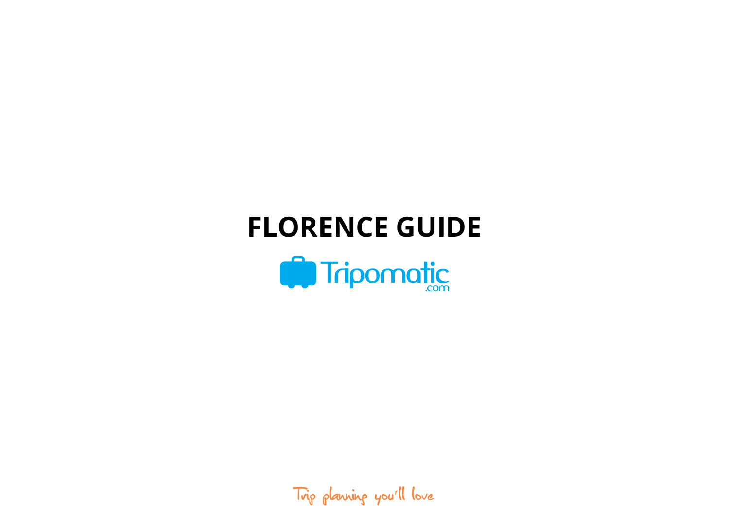# FLORENCE GUIDE

Tripomatic.com

Trip planning you'll love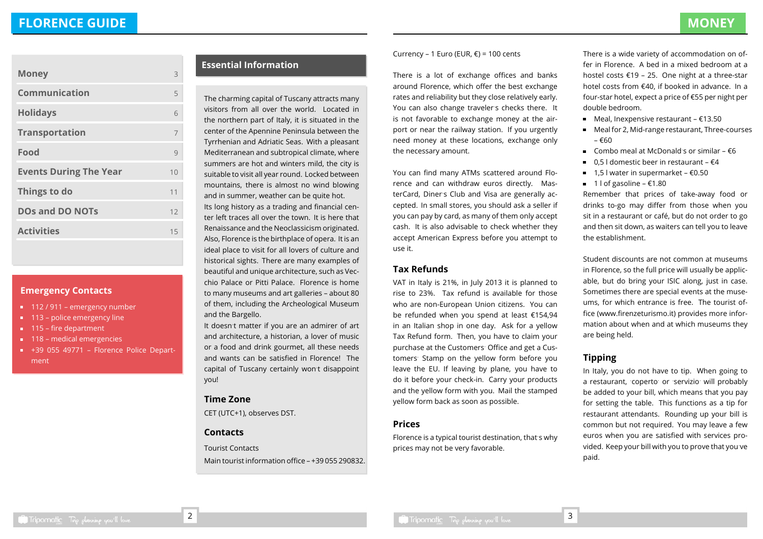# FLORENCE GUIDE

| | |
|---|---|
| Money | 3 |
| Communication | 5 |
| Holidays | 6 |
| Transportation | 7 |
| Food | 9 |
| Events During The Year | 10 |
| Things to do | 11 |
| DOs and DO NOTs | 12 |
| Activities | 15 |

### Emergency Contacts

- 112 / 911 – emergency number
- 113 – police emergency line
- 115 – fire department
- 118 – medical emergencies
- +39 055 49771 – Florence Police Department

## Essential Information

The charming capital of Tuscany attracts many visitors from all over the world. Located in the northern part of Italy, it is situated in the center of the Apennine Peninsula between the Tyrrhenian and Adriatic Seas. With a pleasant Mediterranean and subtropical climate, where summers are hot and winters mild, the city is suitable to visit all year round. Locked between mountains, there is almost no wind blowing and in summer, weather can be quite hot.

Its long history as a trading and financial center left traces all over the town. It is here that Renaissance and the Neoclassicism originated. Also, Florence is the birthplace of opera. It is an ideal place to visit for all lovers of culture and historical sights. There are many examples of beautiful and unique architecture, such as Vecchio Palace or Pitti Palace. Florence is home to many museums and art galleries – about 80 of them, including the Archeological Museum and the Bargello.

It doesn't matter if you are an admirer of art and architecture, a historian, a lover of music or a food and drink gourmet, all these needs and wants can be satisfied in Florence! The capital of Tuscany certainly won't disappoint you!

### Time Zone

CET (UTC+1), observes DST.

### Contacts

Tourist Contacts

Main tourist information office – +39 055 290832.

# MONEY

Currency – 1 Euro (EUR, €) = 100 cents

There is a lot of exchange offices and banks around Florence, which offer the best exchange rates and reliability but they close relatively early. You can also change traveler's checks there. It is not favorable to exchange money at the airport or near the railway station. If you urgently need money at these locations, exchange only the necessary amount.

You can find many ATMs scattered around Florence and can withdraw euros directly. MasterCard, Diner's Club and Visa are generally accepted. In small stores, you should ask a seller if you can pay by card, as many of them only accept cash. It is also advisable to check whether they accept American Express before you attempt to use it.

### Tax Refunds

VAT in Italy is 21%, in July 2013 it is planned to rise to 23%. Tax refund is available for those who are non-European Union citizens. You can be refunded when you spend at least €154,94 in an Italian shop in one day. Ask for a yellow Tax Refund form. Then, you have to claim your purchase at the Customers' Office and get a Customers' Stamp on the yellow form before you leave the EU. If leaving by plane, you have to do it before your check-in. Carry your products and the yellow form with you. Mail the stamped yellow form back as soon as possible.

### Prices

Florence is a typical tourist destination, that's why prices may not be very favorable.

There is a wide variety of accommodation on offer in Florence. A bed in a mixed bedroom at a hostel costs €19 – 25. One night at a three-star hotel costs from €40, if booked in advance. In a four-star hotel, expect a price of €55 per night per double bedroom.

- Meal, Inexpensive restaurant – €13.50
- Meal for 2, Mid-range restaurant, Three-courses – €60
- Combo meal at McDonald's or similar – €6
- 0,5 l domestic beer in restaurant – €4
- 1,5 l water in supermarket – €0.50
- 1 l of gasoline – €1.80

Remember that prices of take-away food or drinks to-go may differ from those when you sit in a restaurant or café, but do not order to go and then sit down, as waiters can tell you to leave the establishment.

Student discounts are not common at museums in Florence, so the full price will usually be applicable, but do bring your ISIC along, just in case. Sometimes there are special events at the museums, for which entrance is free. The tourist office (www.firenzeturismo.it) provides more information about when and at which museums they are being held.

### Tipping

In Italy, you do not have to tip. When going to a restaurant, 'coperto' or 'servizio' will probably be added to your bill, which means that you pay for setting the table. This functions as a tip for restaurant attendants. Rounding up your bill is common but not required. You may leave a few euros when you are satisfied with services provided. Keep your bill with you to prove that you've paid.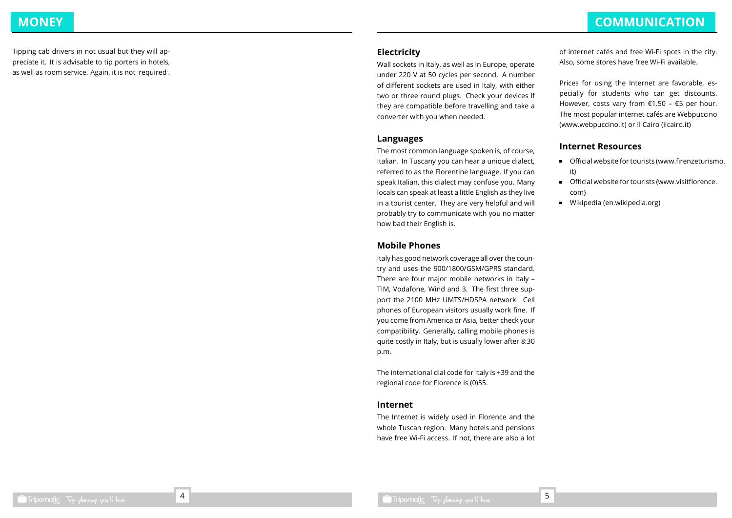# MONEY

Tipping cab drivers in not usual but they will appreciate it. It is advisable to tip porters in hotels, as well as room service. Again, it is not required.

# COMMUNICATION

## Electricity

Wall sockets in Italy, as well as in Europe, operate under 220 V at 50 cycles per second. A number of different sockets are used in Italy, with either two or three round plugs. Check your devices if they are compatible before travelling and take a converter with you when needed.

## Languages

The most common language spoken is, of course, Italian. In Tuscany you can hear a unique dialect, referred to as the Florentine language. If you can speak Italian, this dialect may confuse you. Many locals can speak at least a little English as they live in a tourist center. They are very helpful and will probably try to communicate with you no matter how bad their English is.

## Mobile Phones

Italy has good network coverage all over the country and uses the 900/1800/GSM/GPRS standard. There are four major mobile networks in Italy – TIM, Vodafone, Wind and 3. The first three support the 2100 MHz UMTS/HDSPA network. Cell phones of European visitors usually work fine. If you come from America or Asia, better check your compatibility. Generally, calling mobile phones is quite costly in Italy, but is usually lower after 8:30 p.m.

The international dial code for Italy is +39 and the regional code for Florence is (0)55.

## Internet

The Internet is widely used in Florence and the whole Tuscan region. Many hotels and pensions have free Wi-Fi access. If not, there are also a lot of internet cafés and free Wi-Fi spots in the city. Also, some stores have free Wi-Fi available.

Prices for using the Internet are favorable, especially for students who can get discounts. However, costs vary from €1.50 – €5 per hour. The most popular internet cafés are Webpuccino (www.webpuccino.it) or Il Cairo (ilcairo.it)

## Internet Resources

- Official website for tourists (www.firenzeturismo.it)
- Official website for tourists (www.visitflorence.com)
- Wikipedia (en.wikipedia.org)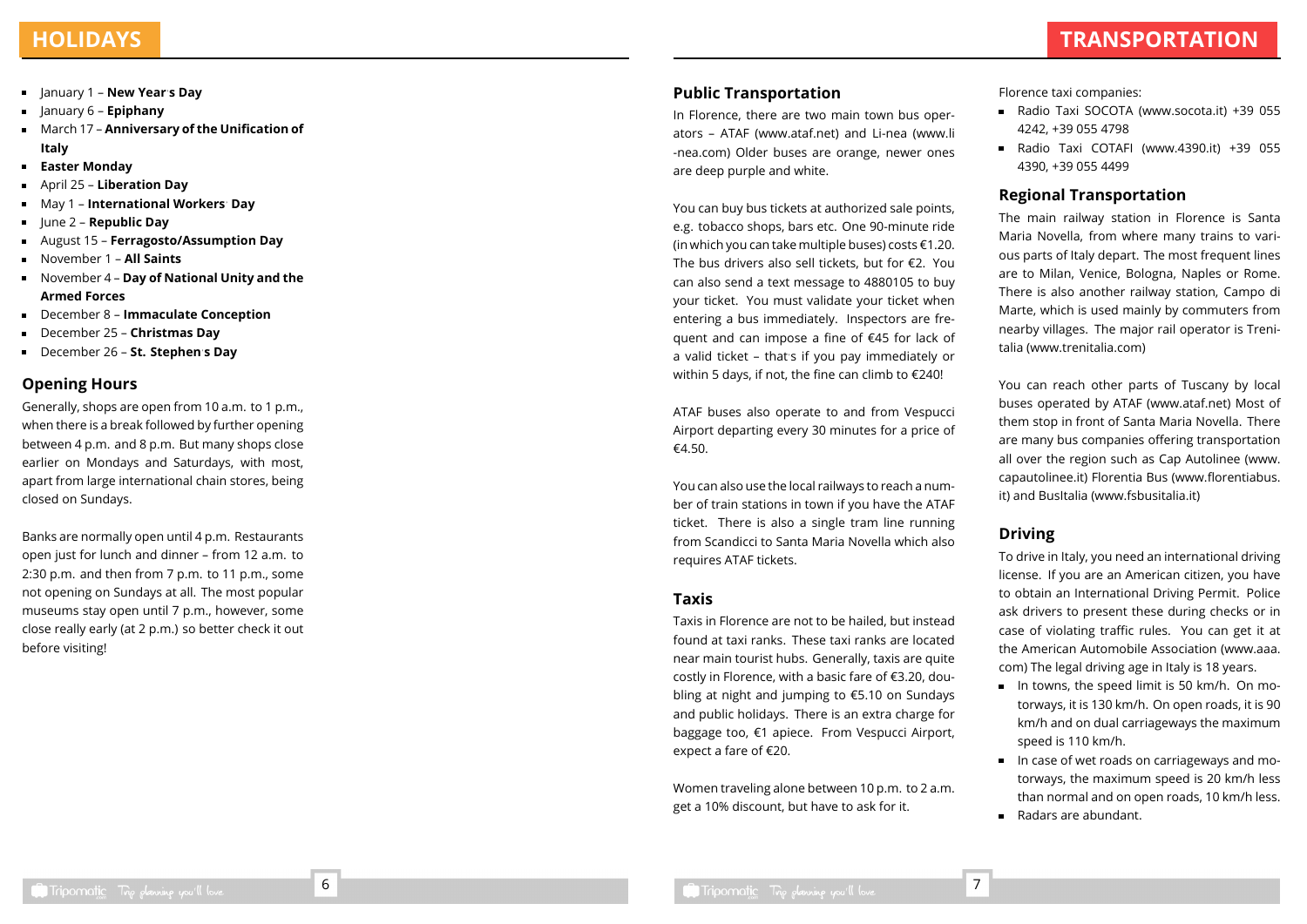# HOLIDAYS

- January 1 – **New Year's Day**
- January 6 – **Epiphany**
- March 17 – **Anniversary of the Unification of Italy**
- **Easter Monday**
- April 25 – **Liberation Day**
- May 1 – **International Workers' Day**
- June 2 – **Republic Day**
- August 15 – **Ferragosto/Assumption Day**
- November 1 – **All Saints**
- November 4 – **Day of National Unity and the Armed Forces**
- December 8 – **Immaculate Conception**
- December 25 – **Christmas Day**
- December 26 – **St. Stephen's Day**

## Opening Hours

Generally, shops are open from 10 a.m. to 1 p.m., when there is a break followed by further opening between 4 p.m. and 8 p.m. But many shops close earlier on Mondays and Saturdays, with most, apart from large international chain stores, being closed on Sundays.

Banks are normally open until 4 p.m. Restaurants open just for lunch and dinner – from 12 a.m. to 2:30 p.m. and then from 7 p.m. to 11 p.m., some not opening on Sundays at all. The most popular museums stay open until 7 p.m., however, some close really early (at 2 p.m.) so better check it out before visiting!

# TRANSPORTATION

## Public Transportation

In Florence, there are two main town bus operators – ATAF (www.ataf.net) and Li-nea (www.li-nea.com) Older buses are orange, newer ones are deep purple and white.

You can buy bus tickets at authorized sale points, e.g. tobacco shops, bars etc. One 90-minute ride (in which you can take multiple buses) costs €1.20. The bus drivers also sell tickets, but for €2. You can also send a text message to 4880105 to buy your ticket. You must validate your ticket when entering a bus immediately. Inspectors are frequent and can impose a fine of €45 for lack of a valid ticket – that's if you pay immediately or within 5 days, if not, the fine can climb to €240!

ATAF buses also operate to and from Vespucci Airport departing every 30 minutes for a price of €4.50.

You can also use the local railways to reach a number of train stations in town if you have the ATAF ticket. There is also a single tram line running from Scandicci to Santa Maria Novella which also requires ATAF tickets.

## Taxis

Taxis in Florence are not to be hailed, but instead found at taxi ranks. These taxi ranks are located near main tourist hubs. Generally, taxis are quite costly in Florence, with a basic fare of €3.20, doubling at night and jumping to €5.10 on Sundays and public holidays. There is an extra charge for baggage too, €1 apiece. From Vespucci Airport, expect a fare of €20.

Women traveling alone between 10 p.m. to 2 a.m. get a 10% discount, but have to ask for it.

Florence taxi companies:

- Radio Taxi SOCOTA (www.socota.it) +39 055 4242, +39 055 4798
- Radio Taxi COTAFI (www.4390.it) +39 055 4390, +39 055 4499

## Regional Transportation

The main railway station in Florence is Santa Maria Novella, from where many trains to various parts of Italy depart. The most frequent lines are to Milan, Venice, Bologna, Naples or Rome. There is also another railway station, Campo di Marte, which is used mainly by commuters from nearby villages. The major rail operator is Trenitalia (www.trenitalia.com)

You can reach other parts of Tuscany by local buses operated by ATAF (www.ataf.net) Most of them stop in front of Santa Maria Novella. There are many bus companies offering transportation all over the region such as Cap Autolinee (www.capautolinee.it) Florentia Bus (www.florentiabus.it) and BusItalia (www.fsbusitalia.it)

## Driving

To drive in Italy, you need an international driving license. If you are an American citizen, you have to obtain an International Driving Permit. Police ask drivers to present these during checks or in case of violating traffic rules. You can get it at the American Automobile Association (www.aaa.com) The legal driving age in Italy is 18 years.

- In towns, the speed limit is 50 km/h. On motorways, it is 130 km/h. On open roads, it is 90 km/h and on dual carriageways the maximum speed is 110 km/h.
- In case of wet roads on carriageways and motorways, the maximum speed is 20 km/h less than normal and on open roads, 10 km/h less.
- Radars are abundant.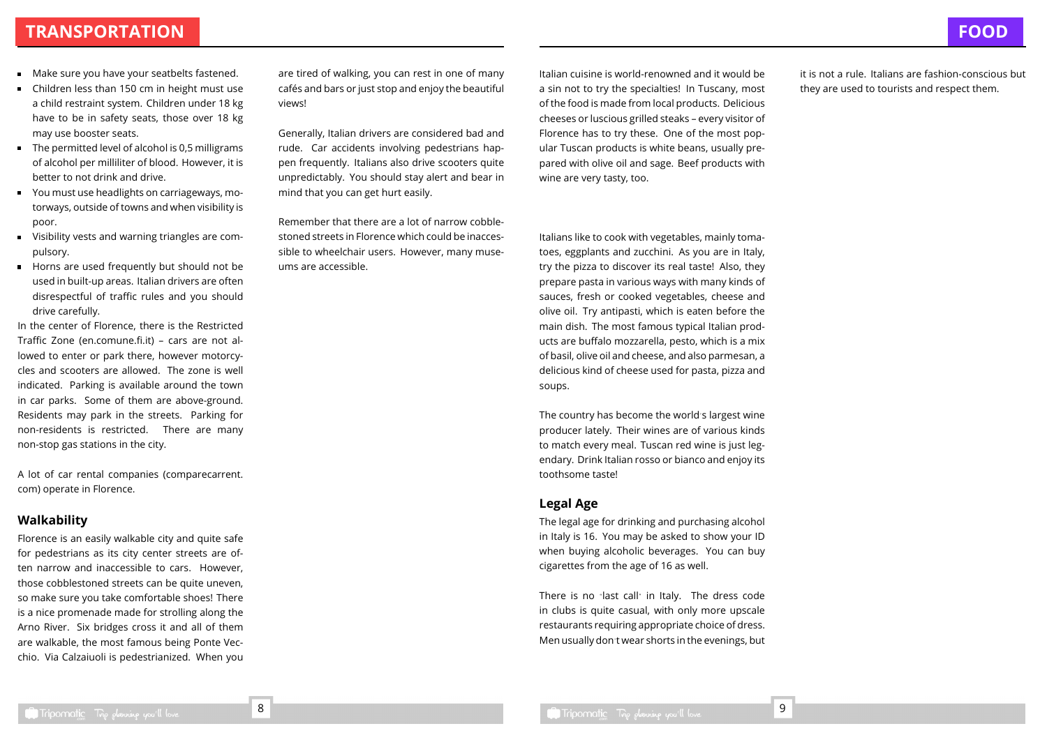# TRANSPORTATION

- Make sure you have your seatbelts fastened.
- Children less than 150 cm in height must use a child restraint system. Children under 18 kg have to be in safety seats, those over 18 kg may use booster seats.
- The permitted level of alcohol is 0,5 milligrams of alcohol per milliliter of blood. However, it is better to not drink and drive.
- You must use headlights on carriageways, motorways, outside of towns and when visibility is poor.
- Visibility vests and warning triangles are compulsory.
- Horns are used frequently but should not be used in built-up areas. Italian drivers are often disrespectful of traffic rules and you should drive carefully.

In the center of Florence, there is the Restricted Traffic Zone (en.comune.fi.it) – cars are not allowed to enter or park there, however motorcycles and scooters are allowed. The zone is well indicated. Parking is available around the town in car parks. Some of them are above-ground. Residents may park in the streets. Parking for non-residents is restricted. There are many non-stop gas stations in the city.

A lot of car rental companies (comparecarrent.com) operate in Florence.

## Walkability

Florence is an easily walkable city and quite safe for pedestrians as its city center streets are often narrow and inaccessible to cars. However, those cobblestoned streets can be quite uneven, so make sure you take comfortable shoes! There is a nice promenade made for strolling along the Arno River. Six bridges cross it and all of them are walkable, the most famous being Ponte Vecchio. Via Calzaiuoli is pedestrianized. When you are tired of walking, you can rest in one of many cafés and bars or just stop and enjoy the beautiful views!

Generally, Italian drivers are considered bad and rude. Car accidents involving pedestrians happen frequently. Italians also drive scooters quite unpredictably. You should stay alert and bear in mind that you can get hurt easily.

Remember that there are a lot of narrow cobblestoned streets in Florence which could be inaccessible to wheelchair users. However, many museums are accessible.

# FOOD

Italian cuisine is world-renowned and it would be a sin not to try the specialties! In Tuscany, most of the food is made from local products. Delicious cheeses or luscious grilled steaks – every visitor of Florence has to try these. One of the most popular Tuscan products is white beans, usually prepared with olive oil and sage. Beef products with wine are very tasty, too.

Italians like to cook with vegetables, mainly tomatoes, eggplants and zucchini. As you are in Italy, try the pizza to discover its real taste! Also, they prepare pasta in various ways with many kinds of sauces, fresh or cooked vegetables, cheese and olive oil. Try antipasti, which is eaten before the main dish. The most famous typical Italian products are buffalo mozzarella, pesto, which is a mix of basil, olive oil and cheese, and also parmesan, a delicious kind of cheese used for pasta, pizza and soups.

The country has become the world's largest wine producer lately. Their wines are of various kinds to match every meal. Tuscan red wine is just legendary. Drink Italian rosso or bianco and enjoy its toothsome taste!

## Legal Age

The legal age for drinking and purchasing alcohol in Italy is 16. You may be asked to show your ID when buying alcoholic beverages. You can buy cigarettes from the age of 16 as well.

There is no "last call" in Italy. The dress code in clubs is quite casual, with only more upscale restaurants requiring appropriate choice of dress. Men usually don't wear shorts in the evenings, but it is not a rule. Italians are fashion-conscious but they are used to tourists and respect them.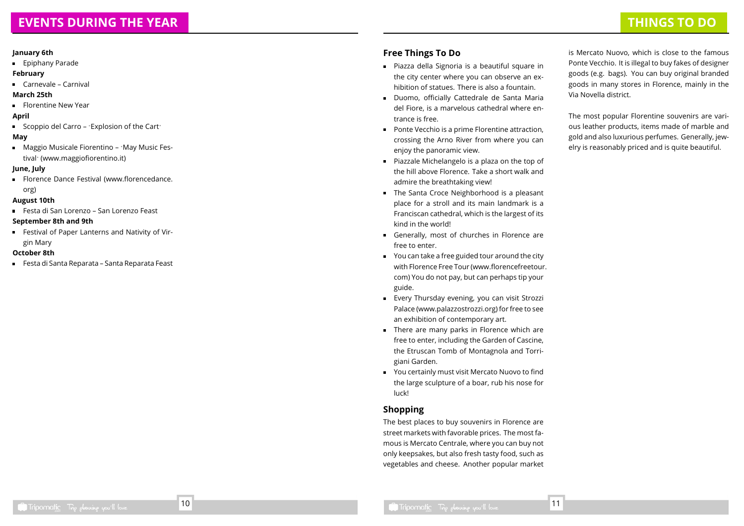# EVENTS DURING THE YEAR

**January 6th**

- Epiphany Parade

**February**

- Carnevale – Carnival

**March 25th**

- Florentine New Year

**April**

- Scoppio del Carro – "Explosion of the Cart"

**May**

- Maggio Musicale Fiorentino – "May Music Festival" (www.maggiofiorentino.it)

**June, July**

- Florence Dance Festival (www.florencedance.org)

**August 10th**

- Festa di San Lorenzo – San Lorenzo Feast

**September 8th and 9th**

- Festival of Paper Lanterns and Nativity of Virgin Mary

**October 8th**

- Festa di Santa Reparata – Santa Reparata Feast

# THINGS TO DO

## Free Things To Do

- Piazza della Signoria is a beautiful square in the city center where you can observe an exhibition of statues. There is also a fountain.
- Duomo, officially Cattedrale de Santa Maria del Fiore, is a marvelous cathedral where entrance is free.
- Ponte Vecchio is a prime Florentine attraction, crossing the Arno River from where you can enjoy the panoramic view.
- Piazzale Michelangelo is a plaza on the top of the hill above Florence. Take a short walk and admire the breathtaking view!
- The Santa Croce Neighborhood is a pleasant place for a stroll and its main landmark is a Franciscan cathedral, which is the largest of its kind in the world!
- Generally, most of churches in Florence are free to enter.
- You can take a free guided tour around the city with Florence Free Tour (www.florencefreetour.com) You do not pay, but can perhaps tip your guide.
- Every Thursday evening, you can visit Strozzi Palace (www.palazzostrozzi.org) for free to see an exhibition of contemporary art.
- There are many parks in Florence which are free to enter, including the Garden of Cascine, the Etruscan Tomb of Montagnola and Torrigiani Garden.
- You certainly must visit Mercato Nuovo to find the large sculpture of a boar, rub his nose for luck!

## Shopping

The best places to buy souvenirs in Florence are street markets with favorable prices. The most famous is Mercato Centrale, where you can buy not only keepsakes, but also fresh tasty food, such as vegetables and cheese. Another popular market is Mercato Nuovo, which is close to the famous Ponte Vecchio. It is illegal to buy fakes of designer goods (e.g. bags). You can buy original branded goods in many stores in Florence, mainly in the Via Novella district.

The most popular Florentine souvenirs are various leather products, items made of marble and gold and also luxurious perfumes. Generally, jewelry is reasonably priced and is quite beautiful.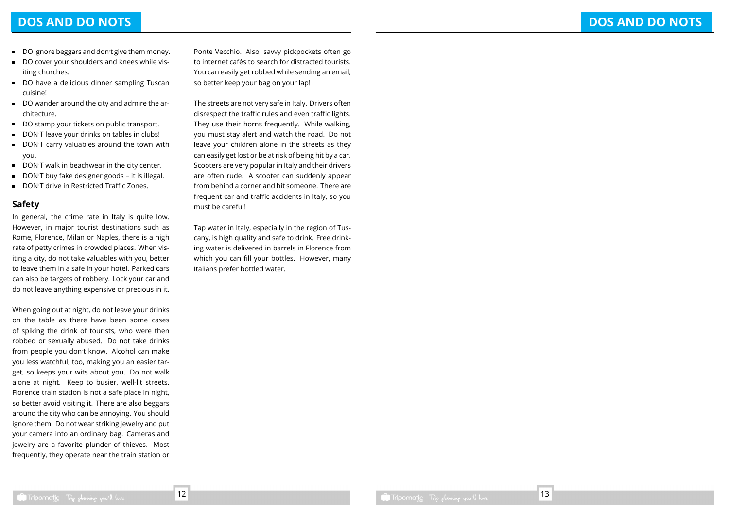# DOS AND DO NOTS

- DO ignore beggars and don't give them money.
- DO cover your shoulders and knees while visiting churches.
- DO have a delicious dinner sampling Tuscan cuisine!
- DO wander around the city and admire the architecture.
- DO stamp your tickets on public transport.
- DON'T leave your drinks on tables in clubs!
- DON'T carry valuables around the town with you.
- DON'T walk in beachwear in the city center.
- DON'T buy fake designer goods – it is illegal.
- DON'T drive in Restricted Traffic Zones.

## Safety

In general, the crime rate in Italy is quite low. However, in major tourist destinations such as Rome, Florence, Milan or Naples, there is a high rate of petty crimes in crowded places. When visiting a city, do not take valuables with you, better to leave them in a safe in your hotel. Parked cars can also be targets of robbery. Lock your car and do not leave anything expensive or precious in it.

When going out at night, do not leave your drinks on the table as there have been some cases of spiking the drink of tourists, who were then robbed or sexually abused. Do not take drinks from people you don't know. Alcohol can make you less watchful, too, making you an easier target, so keeps your wits about you. Do not walk alone at night. Keep to busier, well-lit streets. Florence train station is not a safe place in night, so better avoid visiting it. There are also beggars around the city who can be annoying. You should ignore them. Do not wear striking jewelry and put your camera into an ordinary bag. Cameras and jewelry are a favorite plunder of thieves. Most frequently, they operate near the train station or Ponte Vecchio. Also, savvy pickpockets often go to internet cafés to search for distracted tourists. You can easily get robbed while sending an email, so better keep your bag on your lap!

The streets are not very safe in Italy. Drivers often disrespect the traffic rules and even traffic lights. They use their horns frequently. While walking, you must stay alert and watch the road. Do not leave your children alone in the streets as they can easily get lost or be at risk of being hit by a car. Scooters are very popular in Italy and their drivers are often rude. A scooter can suddenly appear from behind a corner and hit someone. There are frequent car and traffic accidents in Italy, so you must be careful!

Tap water in Italy, especially in the region of Tuscany, is high quality and safe to drink. Free drinking water is delivered in barrels in Florence from which you can fill your bottles. However, many Italians prefer bottled water.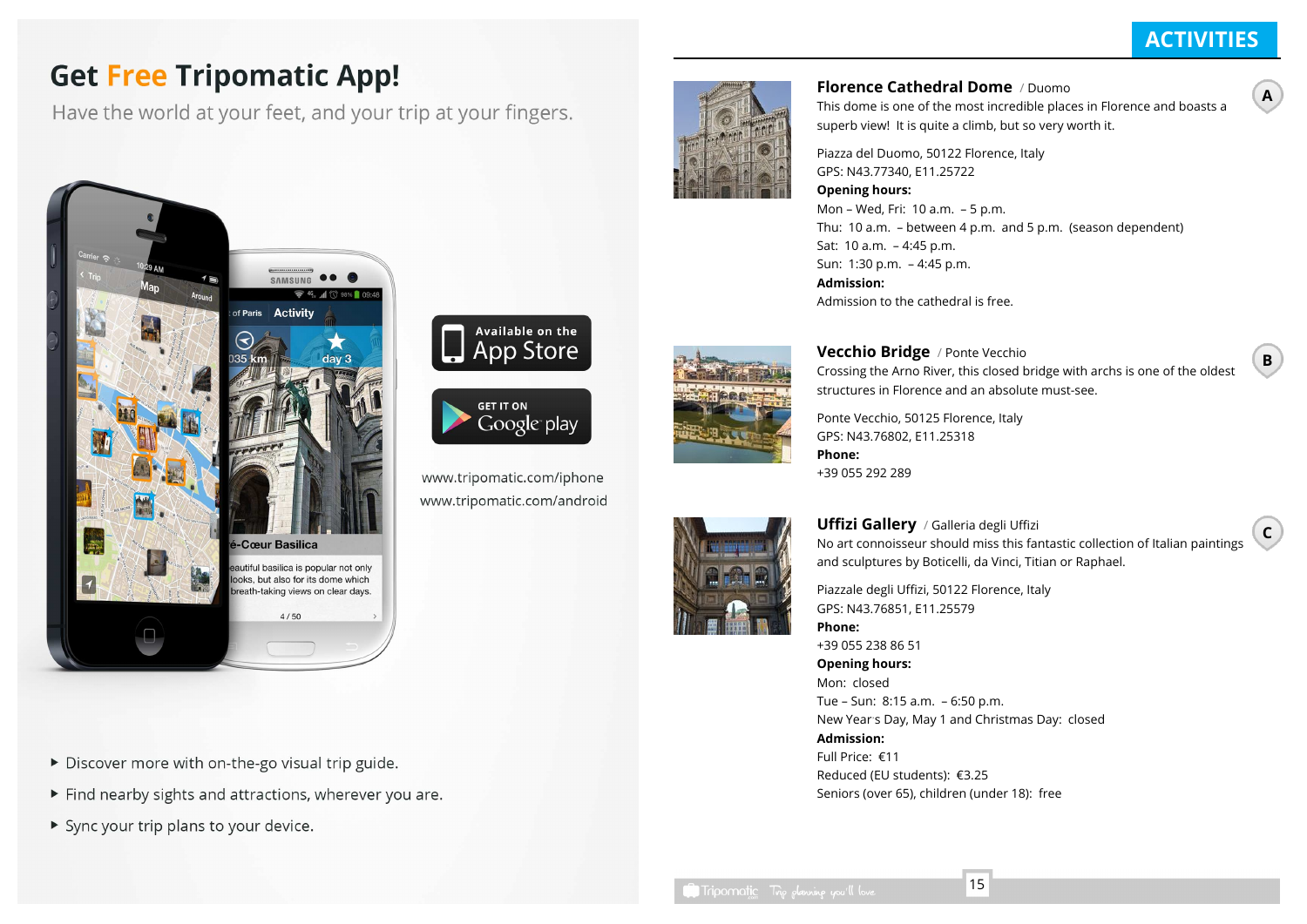# Get Free Tripomatic App!

Have the world at your feet, and your trip at your fingers.

Available on the App Store

GET IT ON Google play

www.tripomatic.com/iphone
www.tripomatic.com/android

- Discover more with on-the-go visual trip guide.
- Find nearby sights and attractions, wherever you are.
- Sync your trip plans to your device.

## ACTIVITIES

### Florence Cathedral Dome / Duomo

A

This dome is one of the most incredible places in Florence and boasts a superb view! It is quite a climb, but so very worth it.

Piazza del Duomo, 50122 Florence, Italy
GPS: N43.77340, E11.25722

**Opening hours:**
Mon – Wed, Fri: 10 a.m. – 5 p.m.
Thu: 10 a.m. – between 4 p.m. and 5 p.m. (season dependent)
Sat: 10 a.m. – 4:45 p.m.
Sun: 1:30 p.m. – 4:45 p.m.

**Admission:**
Admission to the cathedral is free.

### Vecchio Bridge / Ponte Vecchio

B

Crossing the Arno River, this closed bridge with archs is one of the oldest structures in Florence and an absolute must-see.

Ponte Vecchio, 50125 Florence, Italy
GPS: N43.76802, E11.25318

**Phone:**
+39 055 292 289

### Uffizi Gallery / Galleria degli Uffizi

C

No art connoisseur should miss this fantastic collection of Italian paintings and sculptures by Boticelli, da Vinci, Titian or Raphael.

Piazzale degli Uffizi, 50122 Florence, Italy
GPS: N43.76851, E11.25579

**Phone:**
+39 055 238 86 51

**Opening hours:**
Mon: closed
Tue – Sun: 8:15 a.m. – 6:50 p.m.
New Year's Day, May 1 and Christmas Day: closed

**Admission:**
Full Price: €11
Reduced (EU students): €3.25
Seniors (over 65), children (under 18): free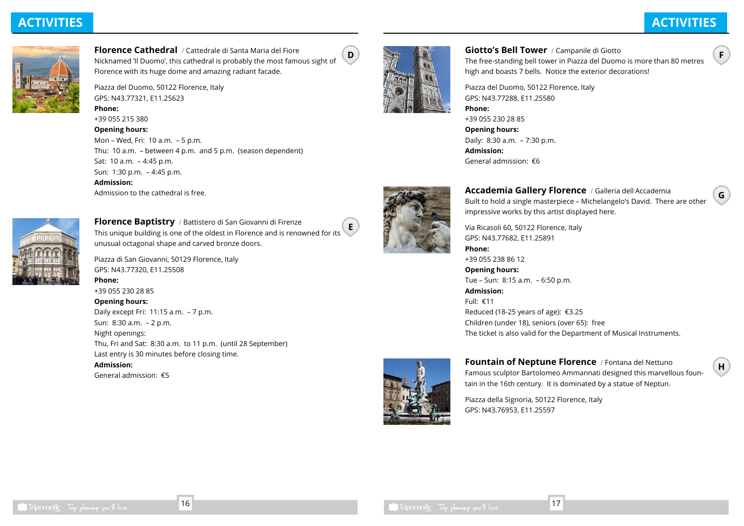# ACTIVITIES

## Florence Cathedral / Cattedrale di Santa Maria del Fiore

D

Nicknamed 'Il Duomo', this cathedral is probably the most famous sight of Florence with its huge dome and amazing radiant facade.

Piazza del Duomo, 50122 Florence, Italy
GPS: N43.77321, E11.25623

**Phone:**
+39 055 215 380

**Opening hours:**
Mon – Wed, Fri: 10 a.m. – 5 p.m.
Thu: 10 a.m. – between 4 p.m. and 5 p.m. (season dependent)
Sat: 10 a.m. – 4:45 p.m.
Sun: 1:30 p.m. – 4:45 p.m.

**Admission:**
Admission to the cathedral is free.

## Florence Baptistry / Battistero di San Giovanni di Firenze

E

This unique building is one of the oldest in Florence and is renowned for its unusual octagonal shape and carved bronze doors.

Piazza di San Giovanni, 50129 Florence, Italy
GPS: N43.77320, E11.25508

**Phone:**
+39 055 230 28 85

**Opening hours:**
Daily except Fri: 11:15 a.m. – 7 p.m.
Sun: 8:30 a.m. – 2 p.m.
Night openings:
Thu, Fri and Sat: 8:30 a.m. to 11 p.m. (until 28 September)
Last entry is 30 minutes before closing time.

**Admission:**
General admission: €5

## Giotto's Bell Tower / Campanile di Giotto

F

The free-standing bell tower in Piazza del Duomo is more than 80 metres high and boasts 7 bells. Notice the exterior decorations!

Piazza del Duomo, 50122 Florence, Italy
GPS: N43.77288, E11.25580

**Phone:**
+39 055 230 28 85

**Opening hours:**
Daily: 8:30 a.m. – 7:30 p.m.

**Admission:**
General admission: €6

## Accademia Gallery Florence / Galleria dell'Accademia

G

Built to hold a single masterpiece – Michelangelo's David. There are other impressive works by this artist displayed here.

Via Ricasoli 60, 50122 Florence, Italy
GPS: N43.77682, E11.25891

**Phone:**
+39 055 238 86 12

**Opening hours:**
Tue – Sun: 8:15 a.m. – 6:50 p.m.

**Admission:**
Full: €11
Reduced (18-25 years of age): €3.25
Children (under 18), seniors (over 65): free
The ticket is also valid for the Department of Musical Instruments.

## Fountain of Neptune Florence / Fontana del Nettuno

H

Famous sculptor Bartolomeo Ammannati designed this marvellous fountain in the 16th century. It is dominated by a statue of Neptun.

Piazza della Signoria, 50122 Florence, Italy
GPS: N43.76953, E11.25597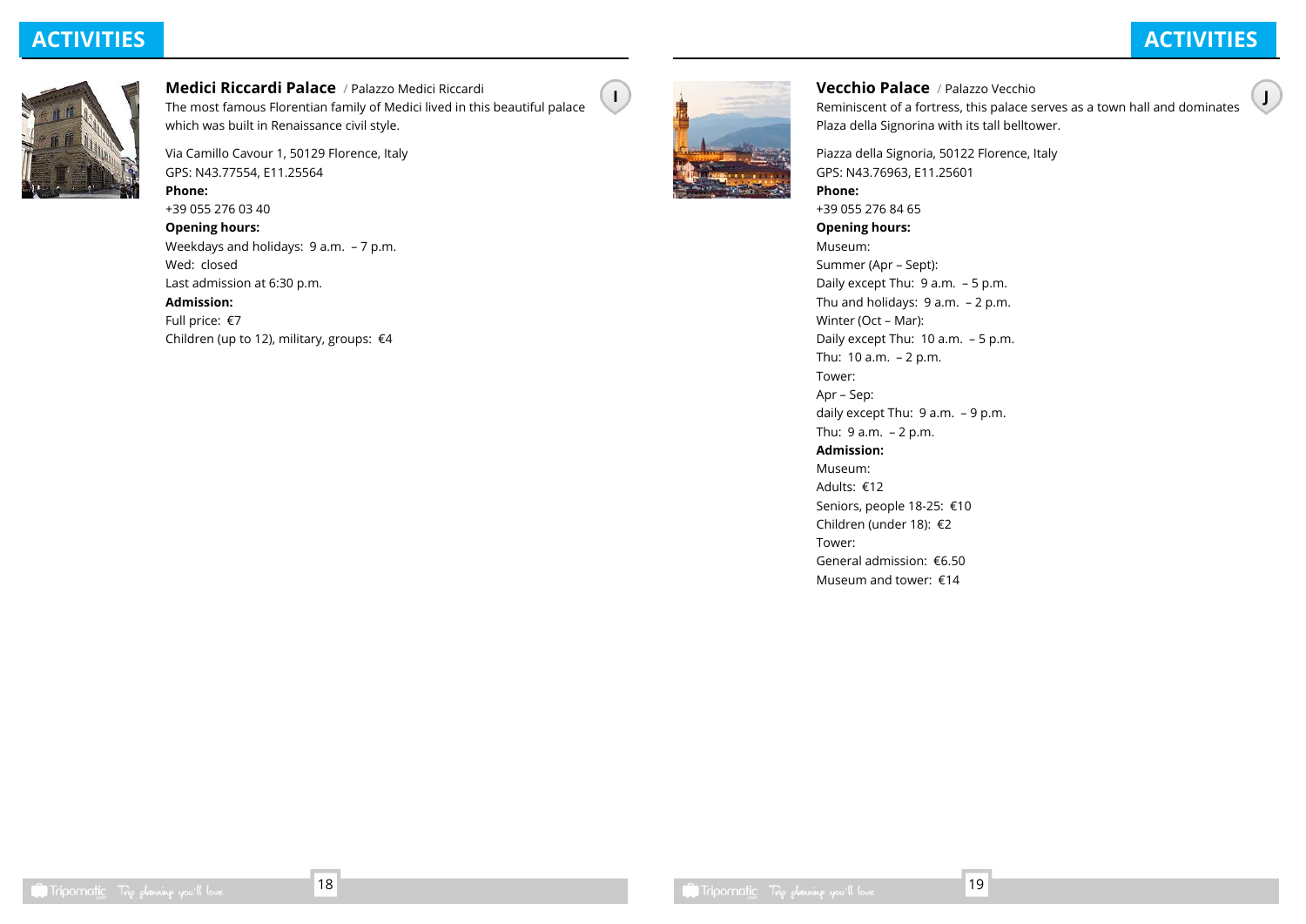## ACTIVITIES

### Medici Riccardi Palace / Palazzo Medici Riccardi

I

The most famous Florentine family of Medici lived in this beautiful palace which was built in Renaissance civil style.

Via Camillo Cavour 1, 50129 Florence, Italy
GPS: N43.77554, E11.25564

**Phone:**
+39 055 276 03 40

**Opening hours:**
Weekdays and holidays: 9 a.m. – 7 p.m.
Wed: closed
Last admission at 6:30 p.m.

**Admission:**
Full price: €7
Children (up to 12), military, groups: €4

### Vecchio Palace / Palazzo Vecchio

J

Reminiscent of a fortress, this palace serves as a town hall and dominates Plaza della Signorina with its tall belltower.

Piazza della Signoria, 50122 Florence, Italy
GPS: N43.76963, E11.25601

**Phone:**
+39 055 276 84 65

**Opening hours:**
Museum:
Summer (Apr – Sept):
Daily except Thu: 9 a.m. – 5 p.m.
Thu and holidays: 9 a.m. – 2 p.m.
Winter (Oct – Mar):
Daily except Thu: 10 a.m. – 5 p.m.
Thu: 10 a.m. – 2 p.m.
Tower:
Apr – Sep:
daily except Thu: 9 a.m. – 9 p.m.
Thu: 9 a.m. – 2 p.m.

**Admission:**
Museum:
Adults: €12
Seniors, people 18-25: €10
Children (under 18): €2
Tower:
General admission: €6.50
Museum and tower: €14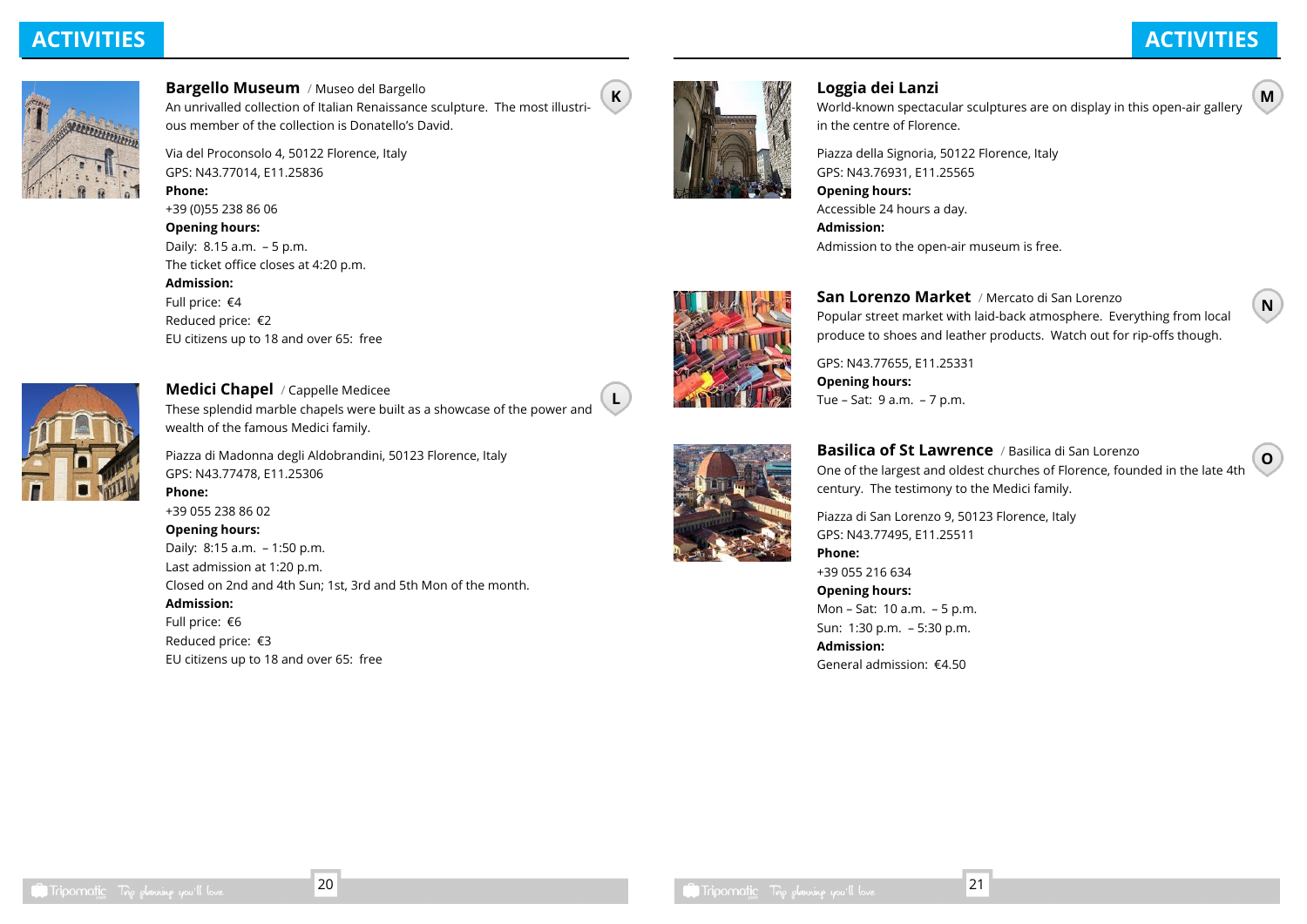# ACTIVITIES

## Bargello Museum / Museo del Bargello

**K**

An unrivalled collection of Italian Renaissance sculpture. The most illustrious member of the collection is Donatello's David.

Via del Proconsolo 4, 50122 Florence, Italy
GPS: N43.77014, E11.25836

**Phone:**
+39 (0)55 238 86 06

**Opening hours:**
Daily: 8.15 a.m. – 5 p.m.
The ticket office closes at 4:20 p.m.

**Admission:**
Full price: €4
Reduced price: €2
EU citizens up to 18 and over 65: free

## Medici Chapel / Cappelle Medicee

**L**

These splendid marble chapels were built as a showcase of the power and wealth of the famous Medici family.

Piazza di Madonna degli Aldobrandini, 50123 Florence, Italy
GPS: N43.77478, E11.25306

**Phone:**
+39 055 238 86 02

**Opening hours:**
Daily: 8:15 a.m. – 1:50 p.m.
Last admission at 1:20 p.m.
Closed on 2nd and 4th Sun; 1st, 3rd and 5th Mon of the month.

**Admission:**
Full price: €6
Reduced price: €3
EU citizens up to 18 and over 65: free

## Loggia dei Lanzi

**M**

World-known spectacular sculptures are on display in this open-air gallery in the centre of Florence.

Piazza della Signoria, 50122 Florence, Italy
GPS: N43.76931, E11.25565

**Opening hours:**
Accessible 24 hours a day.

**Admission:**
Admission to the open-air museum is free.

## San Lorenzo Market / Mercato di San Lorenzo

**N**

Popular street market with laid-back atmosphere. Everything from local produce to shoes and leather products. Watch out for rip-offs though.

GPS: N43.77655, E11.25331

**Opening hours:**
Tue – Sat: 9 a.m. – 7 p.m.

## Basilica of St Lawrence / Basilica di San Lorenzo

**O**

One of the largest and oldest churches of Florence, founded in the late 4th century. The testimony to the Medici family.

Piazza di San Lorenzo 9, 50123 Florence, Italy
GPS: N43.77495, E11.25511

**Phone:**
+39 055 216 634

**Opening hours:**
Mon – Sat: 10 a.m. – 5 p.m.
Sun: 1:30 p.m. – 5:30 p.m.

**Admission:**
General admission: €4.50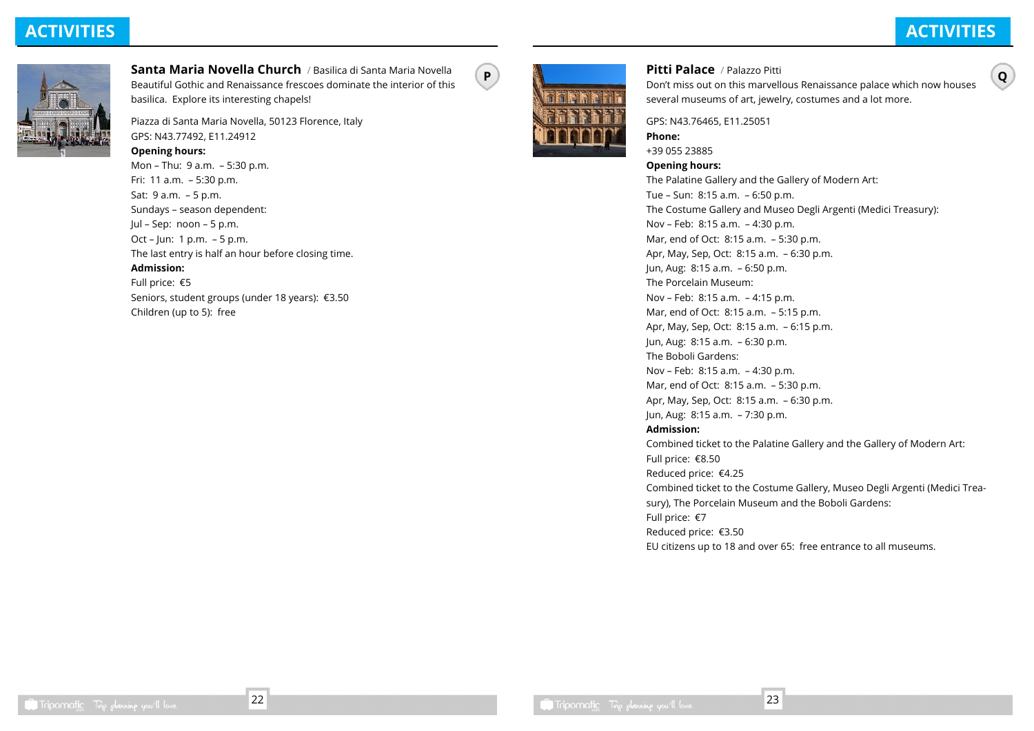# ACTIVITIES

## Santa Maria Novella Church / Basilica di Santa Maria Novella

P

Beautiful Gothic and Renaissance frescoes dominate the interior of this basilica. Explore its interesting chapels!

Piazza di Santa Maria Novella, 50123 Florence, Italy
GPS: N43.77492, E11.24912

**Opening hours:**

Mon – Thu: 9 a.m. – 5:30 p.m.
Fri: 11 a.m. – 5:30 p.m.
Sat: 9 a.m. – 5 p.m.
Sundays – season dependent:
Jul – Sep: noon – 5 p.m.
Oct – Jun: 1 p.m. – 5 p.m.
The last entry is half an hour before closing time.

**Admission:**

Full price: €5
Seniors, student groups (under 18 years): €3.50
Children (up to 5): free

# ACTIVITIES

## Pitti Palace / Palazzo Pitti

Q

Don't miss out on this marvellous Renaissance palace which now houses several museums of art, jewelry, costumes and a lot more.

GPS: N43.76465, E11.25051

**Phone:**

+39 055 23885

**Opening hours:**

The Palatine Gallery and the Gallery of Modern Art:
Tue – Sun: 8:15 a.m. – 6:50 p.m.
The Costume Gallery and Museo Degli Argenti (Medici Treasury):
Nov – Feb: 8:15 a.m. – 4:30 p.m.
Mar, end of Oct: 8:15 a.m. – 5:30 p.m.
Apr, May, Sep, Oct: 8:15 a.m. – 6:30 p.m.
Jun, Aug: 8:15 a.m. – 6:50 p.m.
The Porcelain Museum:
Nov – Feb: 8:15 a.m. – 4:15 p.m.
Mar, end of Oct: 8:15 a.m. – 5:15 p.m.
Apr, May, Sep, Oct: 8:15 a.m. – 6:15 p.m.
Jun, Aug: 8:15 a.m. – 6:30 p.m.
The Boboli Gardens:
Nov – Feb: 8:15 a.m. – 4:30 p.m.
Mar, end of Oct: 8:15 a.m. – 5:30 p.m.
Apr, May, Sep, Oct: 8:15 a.m. – 6:30 p.m.
Jun, Aug: 8:15 a.m. – 7:30 p.m.

**Admission:**

Combined ticket to the Palatine Gallery and the Gallery of Modern Art:
Full price: €8.50
Reduced price: €4.25
Combined ticket to the Costume Gallery, Museo Degli Argenti (Medici Treasury), The Porcelain Museum and the Boboli Gardens:
Full price: €7
Reduced price: €3.50
EU citizens up to 18 and over 65: free entrance to all museums.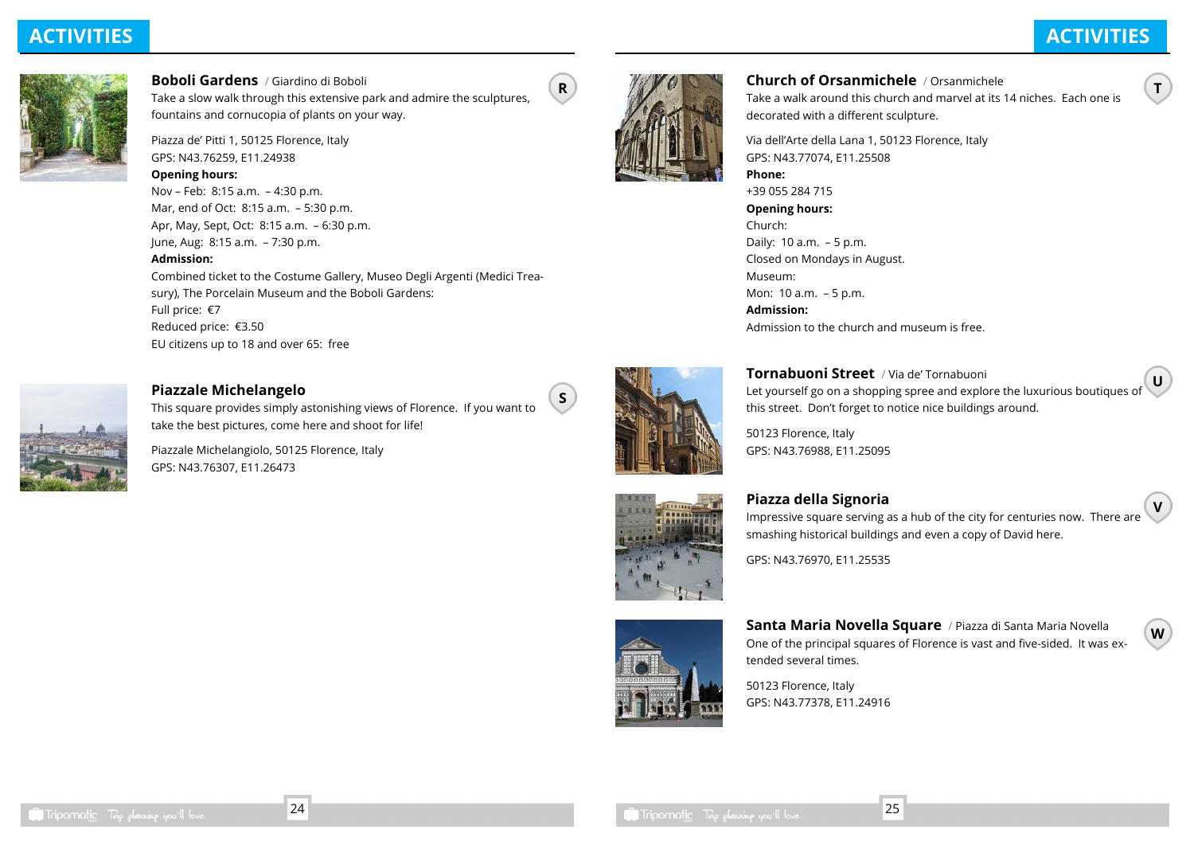## ACTIVITIES

### Boboli Gardens / Giardino di Boboli

R

Take a slow walk through this extensive park and admire the sculptures, fountains and cornucopia of plants on your way.

Piazza de' Pitti 1, 50125 Florence, Italy
GPS: N43.76259, E11.24938

**Opening hours:**
Nov – Feb: 8:15 a.m. – 4:30 p.m.
Mar, end of Oct: 8:15 a.m. – 5:30 p.m.
Apr, May, Sept, Oct: 8:15 a.m. – 6:30 p.m.
June, Aug: 8:15 a.m. – 7:30 p.m.

**Admission:**
Combined ticket to the Costume Gallery, Museo Degli Argenti (Medici Treasury), The Porcelain Museum and the Boboli Gardens:
Full price: €7
Reduced price: €3.50
EU citizens up to 18 and over 65: free

### Piazzale Michelangelo

S

This square provides simply astonishing views of Florence. If you want to take the best pictures, come here and shoot for life!

Piazzale Michelangiolo, 50125 Florence, Italy
GPS: N43.76307, E11.26473

## ACTIVITIES

### Church of Orsanmichele / Orsanmichele

T

Take a walk around this church and marvel at its 14 niches. Each one is decorated with a different sculpture.

Via dell'Arte della Lana 1, 50123 Florence, Italy
GPS: N43.77074, E11.25508

**Phone:**
+39 055 284 715

**Opening hours:**
Church:
Daily: 10 a.m. – 5 p.m.
Closed on Mondays in August.
Museum:
Mon: 10 a.m. – 5 p.m.

**Admission:**
Admission to the church and museum is free.

### Tornabuoni Street / Via de' Tornabuoni

U

Let yourself go on a shopping spree and explore the luxurious boutiques of this street. Don't forget to notice nice buildings around.

50123 Florence, Italy
GPS: N43.76988, E11.25095

### Piazza della Signoria

V

Impressive square serving as a hub of the city for centuries now. There are smashing historical buildings and even a copy of David here.

GPS: N43.76970, E11.25535

### Santa Maria Novella Square / Piazza di Santa Maria Novella

W

One of the principal squares of Florence is vast and five-sided. It was extended several times.

50123 Florence, Italy
GPS: N43.77378, E11.24916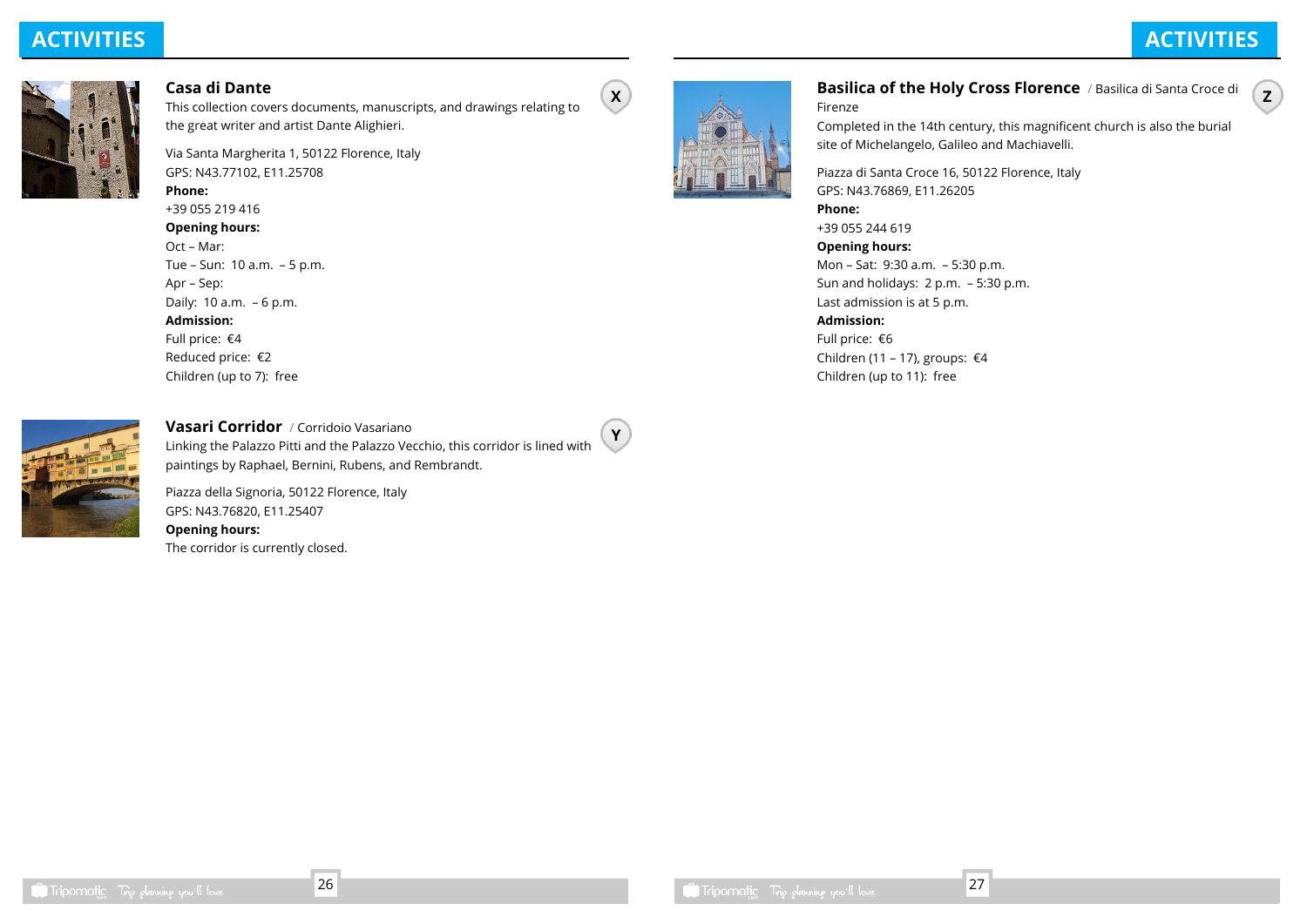## ACTIVITIES

### Casa di Dante

This collection covers documents, manuscripts, and drawings relating to the great writer and artist Dante Alighieri.

Via Santa Margherita 1, 50122 Florence, Italy
GPS: N43.77102, E11.25708

**Phone:**
+39 055 219 416

**Opening hours:**
Oct – Mar:
Tue – Sun: 10 a.m. – 5 p.m.
Apr – Sep:
Daily: 10 a.m. – 6 p.m.

**Admission:**
Full price: €4
Reduced price: €2
Children (up to 7): free

X

### Vasari Corridor / Corridoio Vasariano

Linking the Palazzo Pitti and the Palazzo Vecchio, this corridor is lined with paintings by Raphael, Bernini, Rubens, and Rembrandt.

Piazza della Signoria, 50122 Florence, Italy
GPS: N43.76820, E11.25407

**Opening hours:**
The corridor is currently closed.

Y

### Basilica of the Holy Cross Florence / Basilica di Santa Croce di Firenze

Completed in the 14th century, this magnificent church is also the burial site of Michelangelo, Galileo and Machiavelli.

Piazza di Santa Croce 16, 50122 Florence, Italy
GPS: N43.76869, E11.26205

**Phone:**
+39 055 244 619

**Opening hours:**
Mon – Sat: 9:30 a.m. – 5:30 p.m.
Sun and holidays: 2 p.m. – 5:30 p.m.
Last admission is at 5 p.m.

**Admission:**
Full price: €6
Children (11 – 17), groups: €4
Children (up to 11): free

Z